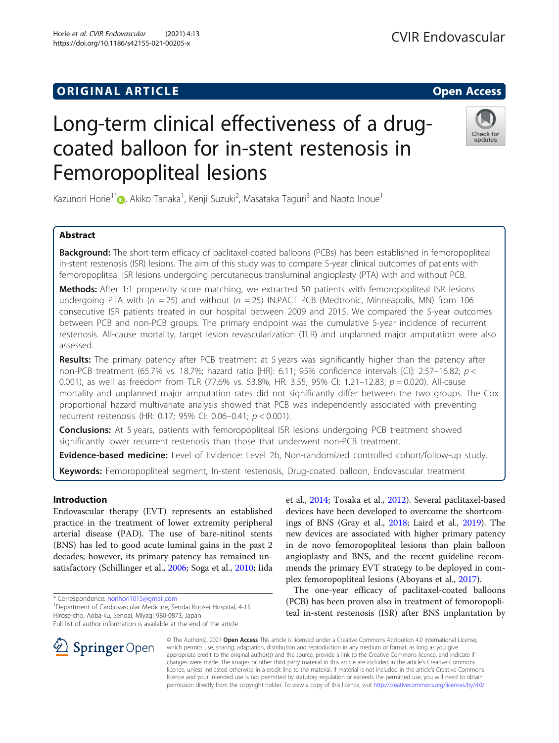ORIGINAL ARTICLE

Open Access

# Long-term clinical effectiveness of a drug-coated balloon for in-stent restenosis in Femoropopliteal lesions

Kazunori Horie[1*], Akiko Tanaka[1], Kenji Suzuki[2], Masataka Taguri[3] and Naoto Inoue[1]

## Abstract

**Background:** The short-term efficacy of paclitaxel-coated balloons (PCBs) has been established in femoropopliteal in-stent restenosis (ISR) lesions. The aim of this study was to compare 5-year clinical outcomes of patients with femoropopliteal ISR lesions undergoing percutaneous transluminal angioplasty (PTA) with and without PCB.

**Methods:** After 1:1 propensity score matching, we extracted 50 patients with femoropopliteal ISR lesions undergoing PTA with ($n$ = 25) and without ($n$ = 25) IN.PACT PCB (Medtronic, Minneapolis, MN) from 106 consecutive ISR patients treated in our hospital between 2009 and 2015. We compared the 5-year outcomes between PCB and non-PCB groups. The primary endpoint was the cumulative 5-year incidence of recurrent restenosis. All-cause mortality, target lesion revascularization (TLR) and unplanned major amputation were also assessed.

**Results:** The primary patency after PCB treatment at 5 years was significantly higher than the patency after non-PCB treatment (65.7% vs. 18.7%; hazard ratio [HR]: 6.11; 95% confidence intervals [CI]: 2.57–16.82; $p < 0.001$), as well as freedom from TLR (77.6% vs. 53.8%; HR: 3.55; 95% CI: 1.21–12.83; $p = 0.020$). All-cause mortality and unplanned major amputation rates did not significantly differ between the two groups. The Cox proportional hazard multivariate analysis showed that PCB was independently associated with preventing recurrent restenosis (HR: 0.17; 95% CI: 0.06–0.41; $p < 0.001$).

**Conclusions:** At 5 years, patients with femoropopliteal ISR lesions undergoing PCB treatment showed significantly lower recurrent restenosis than those that underwent non-PCB treatment.

**Evidence-based medicine:** Level of Evidence: Level 2b, Non-randomized controlled cohort/follow-up study.

**Keywords:** Femoropopliteal segment, In-stent restenosis, Drug-coated balloon, Endovascular treatment

## Introduction

Endovascular therapy (EVT) represents an established practice in the treatment of lower extremity peripheral arterial disease (PAD). The use of bare-nitinol stents (BNS) has led to good acute luminal gains in the past 2 decades; however, its primary patency has remained unsatisfactory (Schillinger et al., 2006; Soga et al., 2010; Iida et al., 2014; Tosaka et al., 2012). Several paclitaxel-based devices have been developed to overcome the shortcomings of BNS (Gray et al., 2018; Laird et al., 2019). The new devices are associated with higher primary patency in de novo femoropopliteal lesions than plain balloon angioplasty and BNS, and the recent guideline recommends the primary EVT strategy to be deployed in complex femoropopliteal lesions (Aboyans et al., 2017).

The one-year efficacy of paclitaxel-coated balloons (PCB) has been proven also in treatment of femoropopliteal in-stent restenosis (ISR) after BNS implantation by

* Correspondence: horihori1015@gmail.com
[1]Department of Cardiovascular Medicine, Sendai Kousei Hospital, 4-15 Hirose-cho, Aoba-ku, Sendai, Miyagi 980-0873, Japan
Full list of author information is available at the end of the article

© The Author(s). 2021 Open Access This article is licensed under a Creative Commons Attribution 4.0 International License, which permits use, sharing, adaptation, distribution and reproduction in any medium or format, as long as you give appropriate credit to the original author(s) and the source, provide a link to the Creative Commons licence, and indicate if changes were made. The images or other third party material in this article are included in the article's Creative Commons licence, unless indicated otherwise in a credit line to the material. If material is not included in the article's Creative Commons licence and your intended use is not permitted by statutory regulation or exceeds the permitted use, you will need to obtain permission directly from the copyright holder. To view a copy of this licence, visit http://creativecommons.org/licenses/by/4.0/.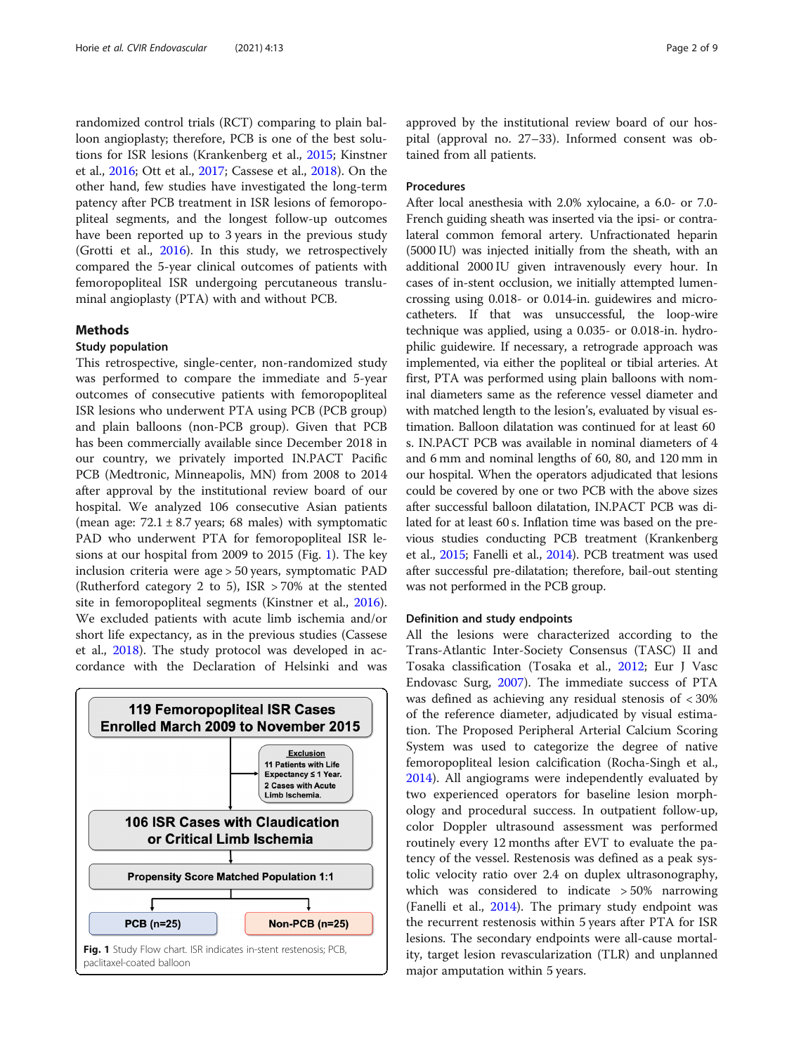randomized control trials (RCT) comparing to plain balloon angioplasty; therefore, PCB is one of the best solutions for ISR lesions (Krankenberg et al., 2015; Kinstner et al., 2016; Ott et al., 2017; Cassese et al., 2018). On the other hand, few studies have investigated the long-term patency after PCB treatment in ISR lesions of femoropopliteal segments, and the longest follow-up outcomes have been reported up to 3 years in the previous study (Grotti et al., 2016). In this study, we retrospectively compared the 5-year clinical outcomes of patients with femoropopliteal ISR undergoing percutaneous transluminal angioplasty (PTA) with and without PCB.

## Methods

### Study population

This retrospective, single-center, non-randomized study was performed to compare the immediate and 5-year outcomes of consecutive patients with femoropopliteal ISR lesions who underwent PTA using PCB (PCB group) and plain balloons (non-PCB group). Given that PCB has been commercially available since December 2018 in our country, we privately imported IN.PACT Pacific PCB (Medtronic, Minneapolis, MN) from 2008 to 2014 after approval by the institutional review board of our hospital. We analyzed 106 consecutive Asian patients (mean age: 72.1 ± 8.7 years; 68 males) with symptomatic PAD who underwent PTA for femoropopliteal ISR lesions at our hospital from 2009 to 2015 (Fig. 1). The key inclusion criteria were age > 50 years, symptomatic PAD (Rutherford category 2 to 5), ISR > 70% at the stented site in femoropopliteal segments (Kinstner et al., 2016). We excluded patients with acute limb ischemia and/or short life expectancy, as in the previous studies (Cassese et al., 2018). The study protocol was developed in accordance with the Declaration of Helsinki and was approved by the institutional review board of our hospital (approval no. 27–33). Informed consent was obtained from all patients.

119 Femoropopliteal ISR Cases Enrolled March 2009 to November 2015

Exclusion
11 Patients with Life Expectancy ≤ 1 Year.
2 Cases with Acute Limb Ischemia.

106 ISR Cases with Claudication or Critical Limb Ischemia

Propensity Score Matched Population 1:1

PCB (n=25) | Non-PCB (n=25)

**Fig. 1** Study Flow chart. ISR indicates in-stent restenosis; PCB, paclitaxel-coated balloon

### Procedures

After local anesthesia with 2.0% xylocaine, a 6.0- or 7.0-French guiding sheath was inserted via the ipsi- or contralateral common femoral artery. Unfractionated heparin (5000 IU) was injected initially from the sheath, with an additional 2000 IU given intravenously every hour. In cases of in-stent occlusion, we initially attempted lumen-crossing using 0.018- or 0.014-in. guidewires and microcatheters. If that was unsuccessful, the loop-wire technique was applied, using a 0.035- or 0.018-in. hydrophilic guidewire. If necessary, a retrograde approach was implemented, via either the popliteal or tibial arteries. At first, PTA was performed using plain balloons with nominal diameters same as the reference vessel diameter and with matched length to the lesion's, evaluated by visual estimation. Balloon dilatation was continued for at least 60 s. IN.PACT PCB was available in nominal diameters of 4 and 6 mm and nominal lengths of 60, 80, and 120 mm in our hospital. When the operators adjudicated that lesions could be covered by one or two PCB with the above sizes after successful balloon dilatation, IN.PACT PCB was dilated for at least 60 s. Inflation time was based on the previous studies conducting PCB treatment (Krankenberg et al., 2015; Fanelli et al., 2014). PCB treatment was used after successful pre-dilatation; therefore, bail-out stenting was not performed in the PCB group.

### Definition and study endpoints

All the lesions were characterized according to the Trans-Atlantic Inter-Society Consensus (TASC) II and Tosaka classification (Tosaka et al., 2012; Eur J Vasc Endovasc Surg, 2007). The immediate success of PTA was defined as achieving any residual stenosis of < 30% of the reference diameter, adjudicated by visual estimation. The Proposed Peripheral Arterial Calcium Scoring System was used to categorize the degree of native femoropopliteal lesion calcification (Rocha-Singh et al., 2014). All angiograms were independently evaluated by two experienced operators for baseline lesion morphology and procedural success. In outpatient follow-up, color Doppler ultrasound assessment was performed routinely every 12 months after EVT to evaluate the patency of the vessel. Restenosis was defined as a peak systolic velocity ratio over 2.4 on duplex ultrasonography, which was considered to indicate > 50% narrowing (Fanelli et al., 2014). The primary study endpoint was the recurrent restenosis within 5 years after PTA for ISR lesions. The secondary endpoints were all-cause mortality, target lesion revascularization (TLR) and unplanned major amputation within 5 years.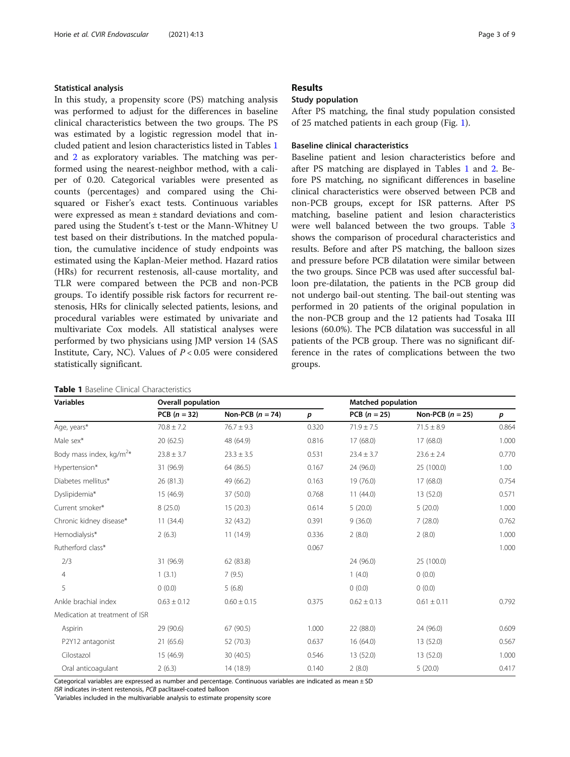### Statistical analysis

In this study, a propensity score (PS) matching analysis was performed to adjust for the differences in baseline clinical characteristics between the two groups. The PS was estimated by a logistic regression model that included patient and lesion characteristics listed in Tables 1 and 2 as exploratory variables. The matching was performed using the nearest-neighbor method, with a caliper of 0.20. Categorical variables were presented as counts (percentages) and compared using the Chi-squared or Fisher's exact tests. Continuous variables were expressed as mean ± standard deviations and compared using the Student's t-test or the Mann-Whitney U test based on their distributions. In the matched population, the cumulative incidence of study endpoints was estimated using the Kaplan-Meier method. Hazard ratios (HRs) for recurrent restenosis, all-cause mortality, and TLR were compared between the PCB and non-PCB groups. To identify possible risk factors for recurrent restenosis, HRs for clinically selected patients, lesions, and procedural variables were estimated by univariate and multivariate Cox models. All statistical analyses were performed by two physicians using JMP version 14 (SAS Institute, Cary, NC). Values of $P < 0.05$ were considered statistically significant.

## Results

### Study population

After PS matching, the final study population consisted of 25 matched patients in each group (Fig. 1).

### Baseline clinical characteristics

Baseline patient and lesion characteristics before and after PS matching are displayed in Tables 1 and 2. Before PS matching, no significant differences in baseline clinical characteristics were observed between PCB and non-PCB groups, except for ISR patterns. After PS matching, baseline patient and lesion characteristics were well balanced between the two groups. Table 3 shows the comparison of procedural characteristics and results. Before and after PS matching, the balloon sizes and pressure before PCB dilatation were similar between the two groups. Since PCB was used after successful balloon pre-dilatation, the patients in the PCB group did not undergo bail-out stenting. The bail-out stenting was performed in 20 patients of the original population in the non-PCB group and the 12 patients had Tosaka III lesions (60.0%). The PCB dilatation was successful in all patients of the PCB group. There was no significant difference in the rates of complications between the two groups.

**Table 1** Baseline Clinical Characteristics

| Variables | Overall population | | | Matched population | | |
|---|---|---|---|---|---|---|
| | PCB ($n = 32$) | Non-PCB ($n = 74$) | $p$ | PCB ($n = 25$) | Non-PCB ($n = 25$) | $p$ |
| Age, years* | 70.8 ± 7.2 | 76.7 ± 9.3 | 0.320 | 71.9 ± 7.5 | 71.5 ± 8.9 | 0.864 |
| Male sex* | 20 (62.5) | 48 (64.9) | 0.816 | 17 (68.0) | 17 (68.0) | 1.000 |
| Body mass index, kg/m$^2$* | 23.8 ± 3.7 | 23.3 ± 3.5 | 0.531 | 23.4 ± 3.7 | 23.6 ± 2.4 | 0.770 |
| Hypertension* | 31 (96.9) | 64 (86.5) | 0.167 | 24 (96.0) | 25 (100.0) | 1.00 |
| Diabetes mellitus* | 26 (81.3) | 49 (66.2) | 0.163 | 19 (76.0) | 17 (68.0) | 0.754 |
| Dyslipidemia* | 15 (46.9) | 37 (50.0) | 0.768 | 11 (44.0) | 13 (52.0) | 0.571 |
| Current smoker* | 8 (25.0) | 15 (20.3) | 0.614 | 5 (20.0) | 5 (20.0) | 1.000 |
| Chronic kidney disease* | 11 (34.4) | 32 (43.2) | 0.391 | 9 (36.0) | 7 (28.0) | 0.762 |
| Hemodialysis* | 2 (6.3) | 11 (14.9) | 0.336 | 2 (8.0) | 2 (8.0) | 1.000 |
| Rutherford class* | | | 0.067 | | | 1.000 |
| 2/3 | 31 (96.9) | 62 (83.8) | | 24 (96.0) | 25 (100.0) | |
| 4 | 1 (3.1) | 7 (9.5) | | 1 (4.0) | 0 (0.0) | |
| 5 | 0 (0.0) | 5 (6.8) | | 0 (0.0) | 0 (0.0) | |
| Ankle brachial index | 0.63 ± 0.12 | 0.60 ± 0.15 | 0.375 | 0.62 ± 0.13 | 0.61 ± 0.11 | 0.792 |
| Medication at treatment of ISR | | | | | | |
| Aspirin | 29 (90.6) | 67 (90.5) | 1.000 | 22 (88.0) | 24 (96.0) | 0.609 |
| P2Y12 antagonist | 21 (65.6) | 52 (70.3) | 0.637 | 16 (64.0) | 13 (52.0) | 0.567 |
| Cilostazol | 15 (46.9) | 30 (40.5) | 0.546 | 13 (52.0) | 13 (52.0) | 1.000 |
| Oral anticoagulant | 2 (6.3) | 14 (18.9) | 0.140 | 2 (8.0) | 5 (20.0) | 0.417 |

Categorical variables are expressed as number and percentage. Continuous variables are indicated as mean ± SD

*ISR* indicates in-stent restenosis, *PCB* paclitaxel-coated balloon

*Variables included in the multivariable analysis to estimate propensity score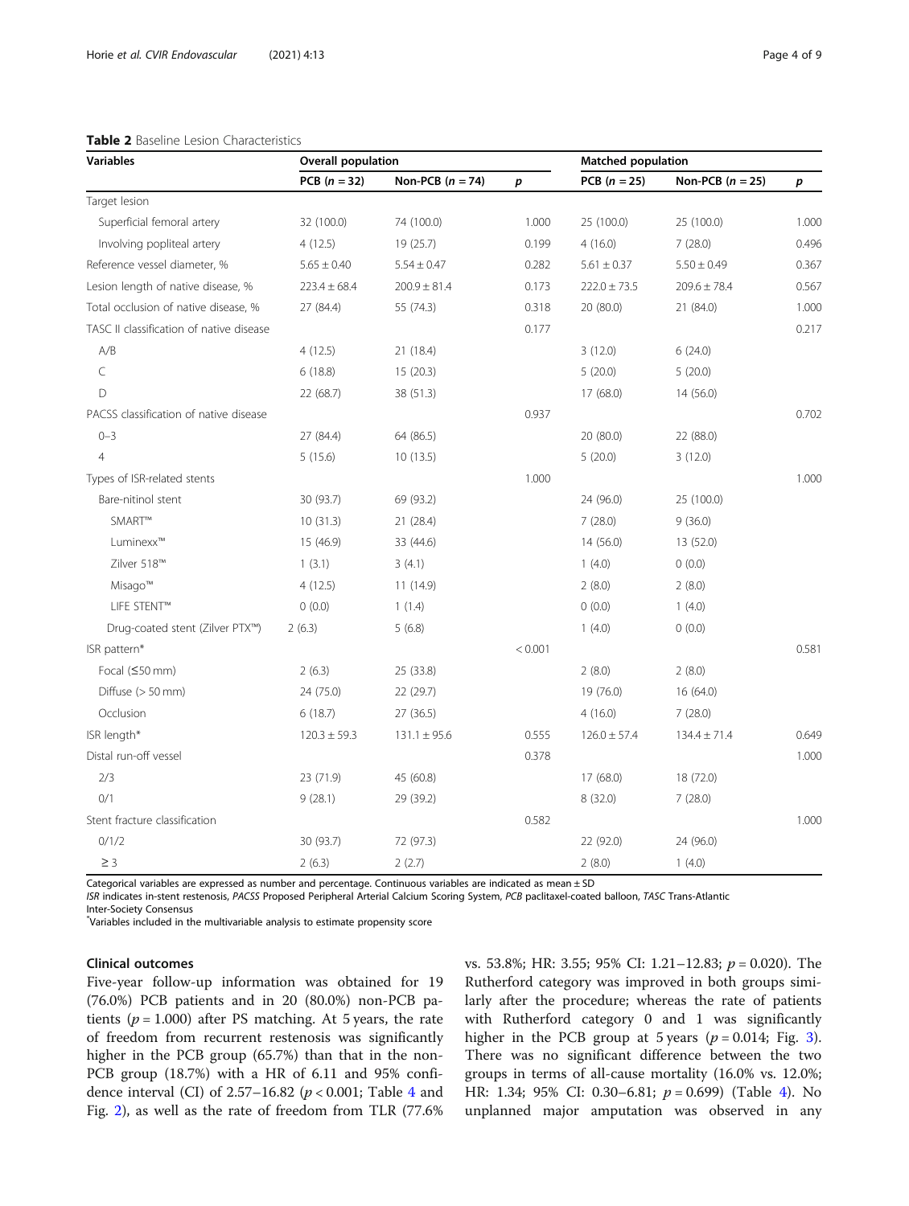**Table 2** Baseline Lesion Characteristics

| Variables | Overall population | | | Matched population | | |
|---|---|---|---|---|---|---|
| | PCB ($n = 32$) | Non-PCB ($n = 74$) | $p$ | PCB ($n = 25$) | Non-PCB ($n = 25$) | $p$ |
| Target lesion | | | | | | |
| Superficial femoral artery | 32 (100.0) | 74 (100.0) | 1.000 | 25 (100.0) | 25 (100.0) | 1.000 |
| Involving popliteal artery | 4 (12.5) | 19 (25.7) | 0.199 | 4 (16.0) | 7 (28.0) | 0.496 |
| Reference vessel diameter, % | 5.65 ± 0.40 | 5.54 ± 0.47 | 0.282 | 5.61 ± 0.37 | 5.50 ± 0.49 | 0.367 |
| Lesion length of native disease, % | 223.4 ± 68.4 | 200.9 ± 81.4 | 0.173 | 222.0 ± 73.5 | 209.6 ± 78.4 | 0.567 |
| Total occlusion of native disease, % | 27 (84.4) | 55 (74.3) | 0.318 | 20 (80.0) | 21 (84.0) | 1.000 |
| TASC II classification of native disease | | | 0.177 | | | 0.217 |
| A/B | 4 (12.5) | 21 (18.4) | | 3 (12.0) | 6 (24.0) | |
| C | 6 (18.8) | 15 (20.3) | | 5 (20.0) | 5 (20.0) | |
| D | 22 (68.7) | 38 (51.3) | | 17 (68.0) | 14 (56.0) | |
| PACSS classification of native disease | | | 0.937 | | | 0.702 |
| 0–3 | 27 (84.4) | 64 (86.5) | | 20 (80.0) | 22 (88.0) | |
| 4 | 5 (15.6) | 10 (13.5) | | 5 (20.0) | 3 (12.0) | |
| Types of ISR-related stents | | | 1.000 | | | 1.000 |
| Bare-nitinol stent | 30 (93.7) | 69 (93.2) | | 24 (96.0) | 25 (100.0) | |
| SMART™ | 10 (31.3) | 21 (28.4) | | 7 (28.0) | 9 (36.0) | |
| Luminexx™ | 15 (46.9) | 33 (44.6) | | 14 (56.0) | 13 (52.0) | |
| Zilver 518™ | 1 (3.1) | 3 (4.1) | | 1 (4.0) | 0 (0.0) | |
| Misago™ | 4 (12.5) | 11 (14.9) | | 2 (8.0) | 2 (8.0) | |
| LIFE STENT™ | 0 (0.0) | 1 (1.4) | | 0 (0.0) | 1 (4.0) | |
| Drug-coated stent (Zilver PTX™) | 2 (6.3) | 5 (6.8) | | 1 (4.0) | 0 (0.0) | |
| ISR pattern* | | | < 0.001 | | | 0.581 |
| Focal (≤50 mm) | 2 (6.3) | 25 (33.8) | | 2 (8.0) | 2 (8.0) | |
| Diffuse (> 50 mm) | 24 (75.0) | 22 (29.7) | | 19 (76.0) | 16 (64.0) | |
| Occlusion | 6 (18.7) | 27 (36.5) | | 4 (16.0) | 7 (28.0) | |
| ISR length* | 120.3 ± 59.3 | 131.1 ± 95.6 | 0.555 | 126.0 ± 57.4 | 134.4 ± 71.4 | 0.649 |
| Distal run-off vessel | | | 0.378 | | | 1.000 |
| 2/3 | 23 (71.9) | 45 (60.8) | | 17 (68.0) | 18 (72.0) | |
| 0/1 | 9 (28.1) | 29 (39.2) | | 8 (32.0) | 7 (28.0) | |
| Stent fracture classification | | | 0.582 | | | 1.000 |
| 0/1/2 | 30 (93.7) | 72 (97.3) | | 22 (92.0) | 24 (96.0) | |
| ≥ 3 | 2 (6.3) | 2 (2.7) | | 2 (8.0) | 1 (4.0) | |

Categorical variables are expressed as number and percentage. Continuous variables are indicated as mean ± SD

*ISR* indicates in-stent restenosis, *PACSS* Proposed Peripheral Arterial Calcium Scoring System, *PCB* paclitaxel-coated balloon, *TASC* Trans-Atlantic Inter-Society Consensus

*Variables included in the multivariable analysis to estimate propensity score

### Clinical outcomes

Five-year follow-up information was obtained for 19 (76.0%) PCB patients and in 20 (80.0%) non-PCB patients ($p = 1.000$) after PS matching. At 5 years, the rate of freedom from recurrent restenosis was significantly higher in the PCB group (65.7%) than that in the non-PCB group (18.7%) with a HR of 6.11 and 95% confidence interval (CI) of 2.57–16.82 ($p < 0.001$; Table 4 and Fig. 2), as well as the rate of freedom from TLR (77.6% vs. 53.8%; HR: 3.55; 95% CI: 1.21–12.83; $p = 0.020$). The Rutherford category was improved in both groups similarly after the procedure; whereas the rate of patients with Rutherford category 0 and 1 was significantly higher in the PCB group at 5 years ($p = 0.014$; Fig. 3). There was no significant difference between the two groups in terms of all-cause mortality (16.0% vs. 12.0%; HR: 1.34; 95% CI: 0.30–6.81; $p = 0.699$) (Table 4). No unplanned major amputation was observed in any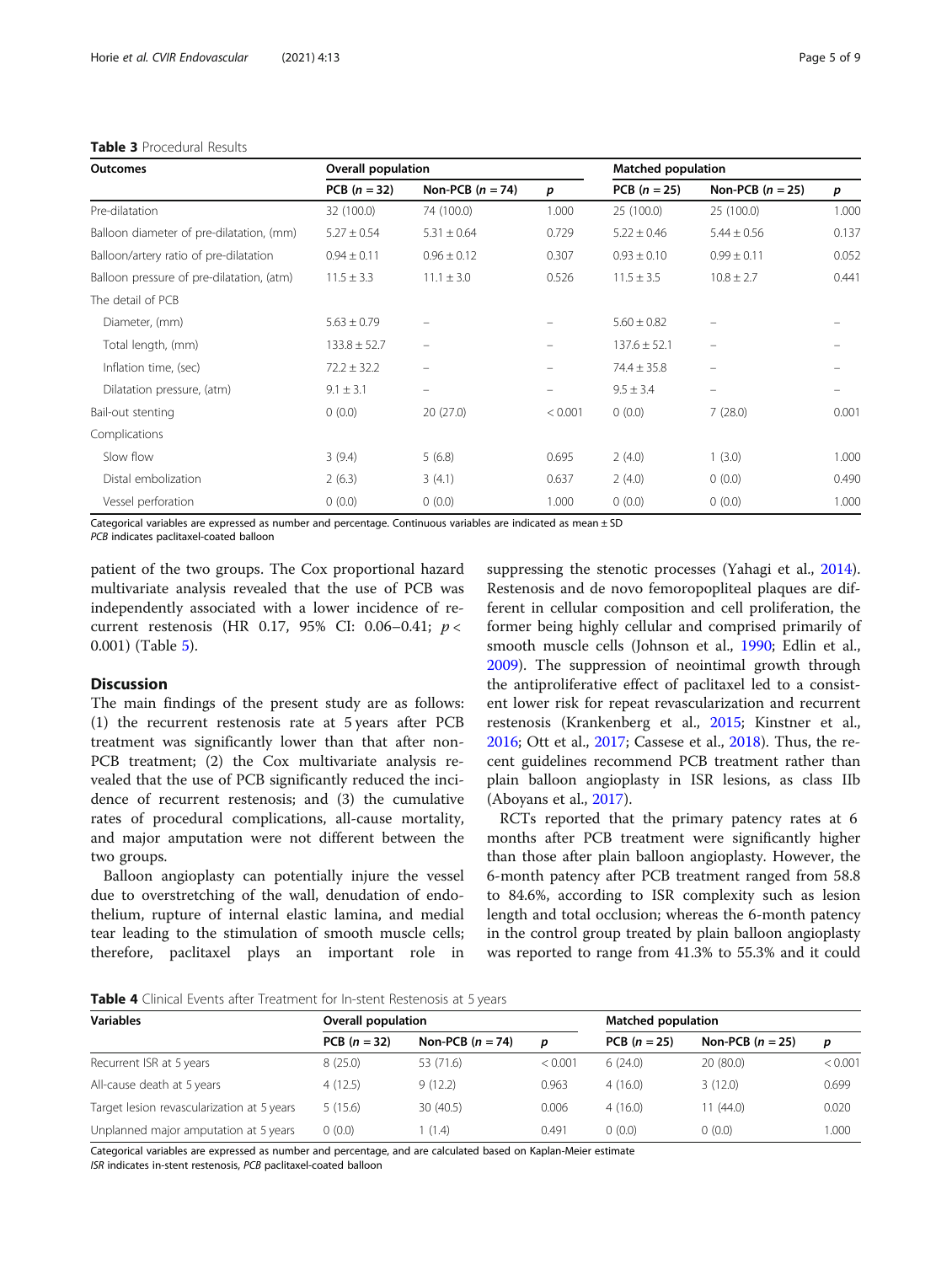**Table 3** Procedural Results

| Outcomes | Overall population | | | Matched population | | |
|---|---|---|---|---|---|---|
| | PCB ($n = 32$) | Non-PCB ($n = 74$) | *p* | PCB ($n = 25$) | Non-PCB ($n = 25$) | *p* |
| Pre-dilatation | 32 (100.0) | 74 (100.0) | 1.000 | 25 (100.0) | 25 (100.0) | 1.000 |
| Balloon diameter of pre-dilatation, (mm) | 5.27 ± 0.54 | 5.31 ± 0.64 | 0.729 | 5.22 ± 0.46 | 5.44 ± 0.56 | 0.137 |
| Balloon/artery ratio of pre-dilatation | 0.94 ± 0.11 | 0.96 ± 0.12 | 0.307 | 0.93 ± 0.10 | 0.99 ± 0.11 | 0.052 |
| Balloon pressure of pre-dilatation, (atm) | 11.5 ± 3.3 | 11.1 ± 3.0 | 0.526 | 11.5 ± 3.5 | 10.8 ± 2.7 | 0.441 |
| The detail of PCB | | | | | | |
| Diameter, (mm) | 5.63 ± 0.79 | – | – | 5.60 ± 0.82 | – | – |
| Total length, (mm) | 133.8 ± 52.7 | – | – | 137.6 ± 52.1 | – | – |
| Inflation time, (sec) | 72.2 ± 32.2 | – | – | 74.4 ± 35.8 | – | – |
| Dilatation pressure, (atm) | 9.1 ± 3.1 | – | – | 9.5 ± 3.4 | – | – |
| Bail-out stenting | 0 (0.0) | 20 (27.0) | < 0.001 | 0 (0.0) | 7 (28.0) | 0.001 |
| Complications | | | | | | |
| Slow flow | 3 (9.4) | 5 (6.8) | 0.695 | 2 (4.0) | 1 (3.0) | 1.000 |
| Distal embolization | 2 (6.3) | 3 (4.1) | 0.637 | 2 (4.0) | 0 (0.0) | 0.490 |
| Vessel perforation | 0 (0.0) | 0 (0.0) | 1.000 | 0 (0.0) | 0 (0.0) | 1.000 |

Categorical variables are expressed as number and percentage. Continuous variables are indicated as mean ± SD
*PCB* indicates paclitaxel-coated balloon

patient of the two groups. The Cox proportional hazard multivariate analysis revealed that the use of PCB was independently associated with a lower incidence of recurrent restenosis (HR 0.17, 95% CI: 0.06–0.41; $p < 0.001$) (Table 5).

## Discussion

The main findings of the present study are as follows: (1) the recurrent restenosis rate at 5 years after PCB treatment was significantly lower than that after non-PCB treatment; (2) the Cox multivariate analysis revealed that the use of PCB significantly reduced the incidence of recurrent restenosis; and (3) the cumulative rates of procedural complications, all-cause mortality, and major amputation were not different between the two groups.

Balloon angioplasty can potentially injure the vessel due to overstretching of the wall, denudation of endothelium, rupture of internal elastic lamina, and medial tear leading to the stimulation of smooth muscle cells; therefore, paclitaxel plays an important role in suppressing the stenotic processes (Yahagi et al., 2014). Restenosis and de novo femoropopliteal plaques are different in cellular composition and cell proliferation, the former being highly cellular and comprised primarily of smooth muscle cells (Johnson et al., 1990; Edlin et al., 2009). The suppression of neointimal growth through the antiproliferative effect of paclitaxel led to a consistent lower risk for repeat revascularization and recurrent restenosis (Krankenberg et al., 2015; Kinstner et al., 2016; Ott et al., 2017; Cassese et al., 2018). Thus, the recent guidelines recommend PCB treatment rather than plain balloon angioplasty in ISR lesions, as class IIb (Aboyans et al., 2017).

RCTs reported that the primary patency rates at 6 months after PCB treatment were significantly higher than those after plain balloon angioplasty. However, the 6-month patency after PCB treatment ranged from 58.8 to 84.6%, according to ISR complexity such as lesion length and total occlusion; whereas the 6-month patency in the control group treated by plain balloon angioplasty was reported to range from 41.3% to 55.3% and it could

**Table 4** Clinical Events after Treatment for In-stent Restenosis at 5 years

| Variables | Overall population | | | Matched population | | |
|---|---|---|---|---|---|---|
| | PCB ($n = 32$) | Non-PCB ($n = 74$) | *p* | PCB ($n = 25$) | Non-PCB ($n = 25$) | *p* |
| Recurrent ISR at 5 years | 8 (25.0) | 53 (71.6) | < 0.001 | 6 (24.0) | 20 (80.0) | < 0.001 |
| All-cause death at 5 years | 4 (12.5) | 9 (12.2) | 0.963 | 4 (16.0) | 3 (12.0) | 0.699 |
| Target lesion revascularization at 5 years | 5 (15.6) | 30 (40.5) | 0.006 | 4 (16.0) | 11 (44.0) | 0.020 |
| Unplanned major amputation at 5 years | 0 (0.0) | 1 (1.4) | 0.491 | 0 (0.0) | 0 (0.0) | 1.000 |

Categorical variables are expressed as number and percentage, and are calculated based on Kaplan-Meier estimate
*ISR* indicates in-stent restenosis, *PCB* paclitaxel-coated balloon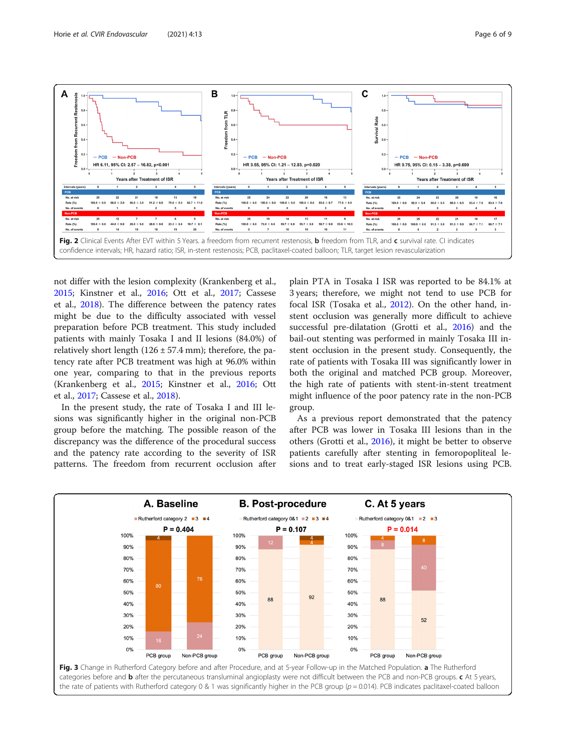Fig. 2 Clinical Events After EVT within 5 Years. a freedom from recurrent restenosis, **b** freedom from TLR, and **c** survival rate. CI indicates confidence intervals; HR, hazard ratio; ISR, in-stent restenosis; PCB, paclitaxel-coated balloon; TLR, target lesion revascularization

not differ with the lesion complexity (Krankenberg et al., 2015; Kinstner et al., 2016; Ott et al., 2017; Cassese et al., 2018). The difference between the patency rates might be due to the difficulty associated with vessel preparation before PCB treatment. This study included patients with mainly Tosaka I and II lesions (84.0%) of relatively short length (126 ± 57.4 mm); therefore, the patency rate after PCB treatment was high at 96.0% within one year, comparing to that in the previous reports (Krankenberg et al., 2015; Kinstner et al., 2016; Ott et al., 2017; Cassese et al., 2018).

In the present study, the rate of Tosaka I and III lesions was significantly higher in the original non-PCB group before the matching. The possible reason of the discrepancy was the difference of the procedural success and the patency rate according to the severity of ISR patterns. The freedom from recurrent occlusion after plain PTA in Tosaka I ISR was reported to be 84.1% at 3 years; therefore, we might not tend to use PCB for focal ISR (Tosaka et al., 2012). On the other hand, in-stent occlusion was generally more difficult to achieve successful pre-dilatation (Grotti et al., 2016) and the bail-out stenting was performed in mainly Tosaka III in-stent occlusion in the present study. Consequently, the rate of patients with Tosaka III was significantly lower in both the original and matched PCB group. Moreover, the high rate of patients with stent-in-stent treatment might influence of the poor patency rate in the non-PCB group.

As a previous report demonstrated that the patency after PCB was lower in Tosaka III lesions than in the others (Grotti et al., 2016), it might be better to observe patients carefully after stenting in femoropopliteal lesions and to treat early-staged ISR lesions using PCB.

**Fig. 3** Change in Rutherford Category before and after Procedure, and at 5-year Follow-up in the Matched Population. **a** The Rutherford categories before and **b** after the percutaneous transluminal angioplasty were not difficult between the PCB and non-PCB groups. **c** At 5 years, the rate of patients with Rutherford category 0 & 1 was significantly higher in the PCB group ($p$ = 0.014). PCB indicates paclitaxel-coated balloon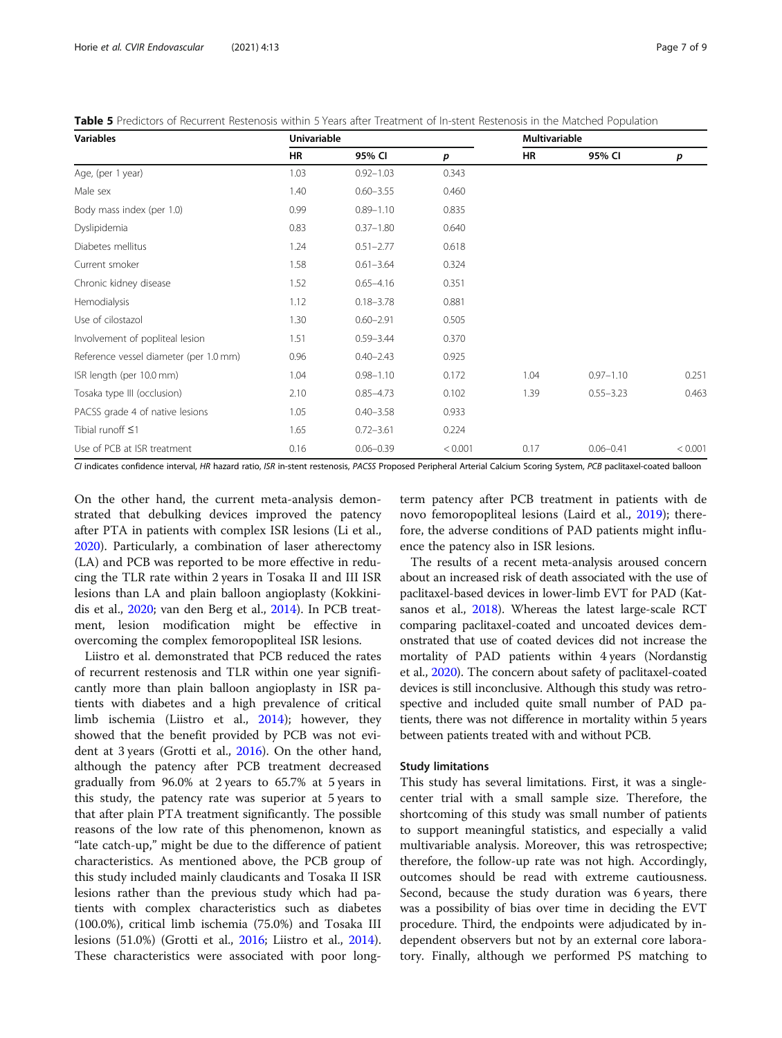**Table 5** Predictors of Recurrent Restenosis within 5 Years after Treatment of In-stent Restenosis in the Matched Population

| Variables | Univariable | | | Multivariable | | |
|---|---|---|---|---|---|---|
| | HR | 95% CI | *p* | HR | 95% CI | *p* |
| Age, (per 1 year) | 1.03 | 0.92–1.03 | 0.343 | | | |
| Male sex | 1.40 | 0.60–3.55 | 0.460 | | | |
| Body mass index (per 1.0) | 0.99 | 0.89–1.10 | 0.835 | | | |
| Dyslipidemia | 0.83 | 0.37–1.80 | 0.640 | | | |
| Diabetes mellitus | 1.24 | 0.51–2.77 | 0.618 | | | |
| Current smoker | 1.58 | 0.61–3.64 | 0.324 | | | |
| Chronic kidney disease | 1.52 | 0.65–4.16 | 0.351 | | | |
| Hemodialysis | 1.12 | 0.18–3.78 | 0.881 | | | |
| Use of cilostazol | 1.30 | 0.60–2.91 | 0.505 | | | |
| Involvement of popliteal lesion | 1.51 | 0.59–3.44 | 0.370 | | | |
| Reference vessel diameter (per 1.0 mm) | 0.96 | 0.40–2.43 | 0.925 | | | |
| ISR length (per 10.0 mm) | 1.04 | 0.98–1.10 | 0.172 | 1.04 | 0.97–1.10 | 0.251 |
| Tosaka type III (occlusion) | 2.10 | 0.85–4.73 | 0.102 | 1.39 | 0.55–3.23 | 0.463 |
| PACSS grade 4 of native lesions | 1.05 | 0.40–3.58 | 0.933 | | | |
| Tibial runoff ≤1 | 1.65 | 0.72–3.61 | 0.224 | | | |
| Use of PCB at ISR treatment | 0.16 | 0.06–0.39 | < 0.001 | 0.17 | 0.06–0.41 | < 0.001 |

*CI* indicates confidence interval, *HR* hazard ratio, *ISR* in-stent restenosis, *PACSS* Proposed Peripheral Arterial Calcium Scoring System, *PCB* paclitaxel-coated balloon

On the other hand, the current meta-analysis demonstrated that debulking devices improved the patency after PTA in patients with complex ISR lesions (Li et al., 2020). Particularly, a combination of laser atherectomy (LA) and PCB was reported to be more effective in reducing the TLR rate within 2 years in Tosaka II and III ISR lesions than LA and plain balloon angioplasty (Kokkinidis et al., 2020; van den Berg et al., 2014). In PCB treatment, lesion modification might be effective in overcoming the complex femoropopliteal ISR lesions.

Liistro et al. demonstrated that PCB reduced the rates of recurrent restenosis and TLR within one year significantly more than plain balloon angioplasty in ISR patients with diabetes and a high prevalence of critical limb ischemia (Liistro et al., 2014); however, they showed that the benefit provided by PCB was not evident at 3 years (Grotti et al., 2016). On the other hand, although the patency after PCB treatment decreased gradually from 96.0% at 2 years to 65.7% at 5 years in this study, the patency rate was superior at 5 years to that after plain PTA treatment significantly. The possible reasons of the low rate of this phenomenon, known as "late catch-up," might be due to the difference of patient characteristics. As mentioned above, the PCB group of this study included mainly claudicants and Tosaka II ISR lesions rather than the previous study which had patients with complex characteristics such as diabetes (100.0%), critical limb ischemia (75.0%) and Tosaka III lesions (51.0%) (Grotti et al., 2016; Liistro et al., 2014). These characteristics were associated with poor long-term patency after PCB treatment in patients with de novo femoropopliteal lesions (Laird et al., 2019); therefore, the adverse conditions of PAD patients might influence the patency also in ISR lesions.

The results of a recent meta-analysis aroused concern about an increased risk of death associated with the use of paclitaxel-based devices in lower-limb EVT for PAD (Katsanos et al., 2018). Whereas the latest large-scale RCT comparing paclitaxel-coated and uncoated devices demonstrated that use of coated devices did not increase the mortality of PAD patients within 4 years (Nordanstig et al., 2020). The concern about safety of paclitaxel-coated devices is still inconclusive. Although this study was retrospective and included quite small number of PAD patients, there was not difference in mortality within 5 years between patients treated with and without PCB.

### Study limitations

This study has several limitations. First, it was a single-center trial with a small sample size. Therefore, the shortcoming of this study was small number of patients to support meaningful statistics, and especially a valid multivariable analysis. Moreover, this was retrospective; therefore, the follow-up rate was not high. Accordingly, outcomes should be read with extreme cautiousness. Second, because the study duration was 6 years, there was a possibility of bias over time in deciding the EVT procedure. Third, the endpoints were adjudicated by independent observers but not by an external core laboratory. Finally, although we performed PS matching to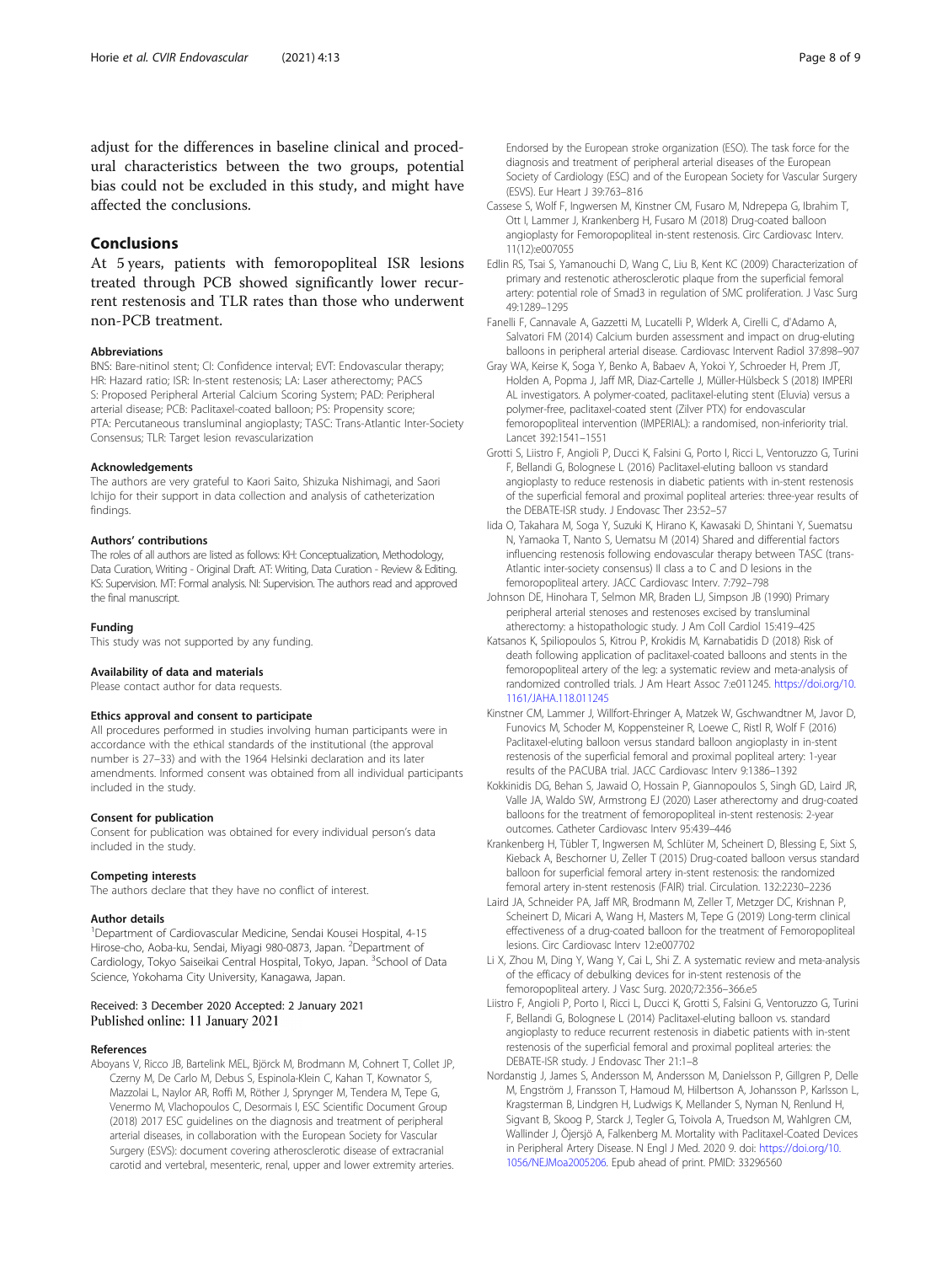adjust for the differences in baseline clinical and procedural characteristics between the two groups, potential bias could not be excluded in this study, and might have affected the conclusions.

## Conclusions

At 5 years, patients with femoropopliteal ISR lesions treated through PCB showed significantly lower recurrent restenosis and TLR rates than those who underwent non-PCB treatment.

#### Abbreviations

BNS: Bare-nitinol stent; CI: Confidence interval; EVT: Endovascular therapy; HR: Hazard ratio; ISR: In-stent restenosis; LA: Laser atherectomy; PACSS: Proposed Peripheral Arterial Calcium Scoring System; PAD: Peripheral arterial disease; PCB: Paclitaxel-coated balloon; PS: Propensity score; PTA: Percutaneous transluminal angioplasty; TASC: Trans-Atlantic Inter-Society Consensus; TLR: Target lesion revascularization

#### Acknowledgements

The authors are very grateful to Kaori Saito, Shizuka Nishimagi, and Saori Ichijo for their support in data collection and analysis of catheterization findings.

#### Authors' contributions

The roles of all authors are listed as follows: KH: Conceptualization, Methodology, Data Curation, Writing - Original Draft. AT: Writing, Data Curation - Review & Editing. KS: Supervision. MT: Formal analysis. NI: Supervision. The authors read and approved the final manuscript.

#### Funding

This study was not supported by any funding.

#### Availability of data and materials

Please contact author for data requests.

#### Ethics approval and consent to participate

All procedures performed in studies involving human participants were in accordance with the ethical standards of the institutional (the approval number is 27–33) and with the 1964 Helsinki declaration and its later amendments. Informed consent was obtained from all individual participants included in the study.

#### Consent for publication

Consent for publication was obtained for every individual person's data included in the study.

#### Competing interests

The authors declare that they have no conflict of interest.

#### Author details

[1]Department of Cardiovascular Medicine, Sendai Kousei Hospital, 4-15 Hirose-cho, Aoba-ku, Sendai, Miyagi 980-0873, Japan. [2]Department of Cardiology, Tokyo Saiseikai Central Hospital, Tokyo, Japan. [3]School of Data Science, Yokohama City University, Kanagawa, Japan.

Received: 3 December 2020 Accepted: 2 January 2021
Published online: 11 January 2021

#### References

Aboyans V, Ricco JB, Bartelink MEL, Björck M, Brodmann M, Cohnert T, Collet JP, Czerny M, De Carlo M, Debus S, Espinola-Klein C, Kahan T, Kownator S, Mazzolai L, Naylor AR, Roffi M, Röther J, Sprynger M, Tendera M, Tepe G, Venermo M, Vlachopoulos C, Desormais I, ESC Scientific Document Group (2018) 2017 ESC guidelines on the diagnosis and treatment of peripheral arterial diseases, in collaboration with the European Society for Vascular Surgery (ESVS): document covering atherosclerotic disease of extracranial carotid and vertebral, mesenteric, renal, upper and lower extremity arteries. Endorsed by the European stroke organization (ESO). The task force for the diagnosis and treatment of peripheral arterial diseases of the European Society of Cardiology (ESC) and of the European Society for Vascular Surgery (ESVS). Eur Heart J 39:763–816

Cassese S, Wolf F, Ingwersen M, Kinstner CM, Fusaro M, Ndrepepa G, Ibrahim T, Ott I, Lammer J, Krankenberg H, Fusaro M (2018) Drug-coated balloon angioplasty for Femoropopliteal in-stent restenosis. Circ Cardiovasc Interv. 11(12):e007055

Edlin RS, Tsai S, Yamanouchi D, Wang C, Liu B, Kent KC (2009) Characterization of primary and restenotic atherosclerotic plaque from the superficial femoral artery: potential role of Smad3 in regulation of SMC proliferation. J Vasc Surg 49:1289–1295

Fanelli F, Cannavale A, Gazzetti M, Lucatelli P, Wlderk A, Cirelli C, d'Adamo A, Salvatori FM (2014) Calcium burden assessment and impact on drug-eluting balloons in peripheral arterial disease. Cardiovasc Intervent Radiol 37:898–907

Gray WA, Keirse K, Soga Y, Benko A, Babaev A, Yokoi Y, Schroeder H, Prem JT, Holden A, Popma J, Jaff MR, Diaz-Cartelle J, Müller-Hülsbeck S (2018) IMPERIAL investigators. A polymer-coated, paclitaxel-eluting stent (Eluvia) versus a polymer-free, paclitaxel-coated stent (Zilver PTX) for endovascular femoropopliteal intervention (IMPERIAL): a randomised, non-inferiority trial. Lancet 392:1541–1551

Grotti S, Liistro F, Angioli P, Ducci K, Falsini G, Porto I, Ricci L, Ventoruzzo G, Turini F, Bellandi G, Bolognese L (2016) Paclitaxel-eluting balloon vs standard angioplasty to reduce restenosis in diabetic patients with in-stent restenosis of the superficial femoral and proximal popliteal arteries: three-year results of the DEBATE-ISR study. J Endovasc Ther 23:52–57

Iida O, Takahara M, Soga Y, Suzuki K, Hirano K, Kawasaki D, Shintani Y, Suematsu N, Yamaoka T, Nanto S, Uematsu M (2014) Shared and differential factors influencing restenosis following endovascular therapy between TASC (trans-Atlantic inter-society consensus) II class a to C and D lesions in the femoropopliteal artery. JACC Cardiovasc Interv. 7:792–798

Johnson DE, Hinohara T, Selmon MR, Braden LJ, Simpson JB (1990) Primary peripheral arterial stenoses and restenoses excised by transluminal atherectomy: a histopathologic study. J Am Coll Cardiol 15:419–425

Katsanos K, Spiliopoulos S, Kitrou P, Krokidis M, Karnabatidis D (2018) Risk of death following application of paclitaxel-coated balloons and stents in the femoropopliteal artery of the leg: a systematic review and meta-analysis of randomized controlled trials. J Am Heart Assoc 7:e011245. https://doi.org/10.1161/JAHA.118.011245

Kinstner CM, Lammer J, Willfort-Ehringer A, Matzek W, Gschwandtner M, Javor D, Funovics M, Schoder M, Koppensteiner R, Loewe C, Ristl R, Wolf F (2016) Paclitaxel-eluting balloon versus standard balloon angioplasty in in-stent restenosis of the superficial femoral and proximal popliteal artery: 1-year results of the PACUBA trial. JACC Cardiovasc Interv 9:1386–1392

Kokkinidis DG, Behan S, Jawaid O, Hossain P, Giannopoulos S, Singh GD, Laird JR, Valle JA, Waldo SW, Armstrong EJ (2020) Laser atherectomy and drug-coated balloons for the treatment of femoropopliteal in-stent restenosis: 2-year outcomes. Catheter Cardiovasc Interv 95:439–446

Krankenberg H, Tübler T, Ingwersen M, Schlüter M, Scheinert D, Blessing E, Sixt S, Kieback A, Beschorner U, Zeller T (2015) Drug-coated balloon versus standard balloon for superficial femoral artery in-stent restenosis: the randomized femoral artery in-stent restenosis (FAIR) trial. Circulation. 132:2230–2236

Laird JA, Schneider PA, Jaff MR, Brodmann M, Zeller T, Metzger DC, Krishnan P, Scheinert D, Micari A, Wang H, Masters M, Tepe G (2019) Long-term clinical effectiveness of a drug-coated balloon for the treatment of Femoropopliteal lesions. Circ Cardiovasc Interv 12:e007702

Li X, Zhou M, Ding Y, Wang Y, Cai L, Shi Z. A systematic review and meta-analysis of the efficacy of debulking devices for in-stent restenosis of the femoropopliteal artery. J Vasc Surg. 2020;72:356–366.e5

Liistro F, Angioli P, Porto I, Ricci L, Ducci K, Grotti S, Falsini G, Ventoruzzo G, Turini F, Bellandi G, Bolognese L (2014) Paclitaxel-eluting balloon vs. standard angioplasty to reduce recurrent restenosis in diabetic patients with in-stent restenosis of the superficial femoral and proximal popliteal arteries: the DEBATE-ISR study. J Endovasc Ther 21:1–8

Nordanstig J, James S, Andersson M, Andersson M, Danielsson P, Gillgren P, Delle M, Engström J, Fransson T, Hamoud M, Hilbertson A, Johansson P, Karlsson L, Kragsterman B, Lindgren H, Ludwigs K, Mellander S, Nyman N, Renlund H, Sigvant B, Skoog P, Starck J, Tegler G, Toivola A, Truedson M, Wahlgren CM, Wallinder J, Öjersjö A, Falkenberg M. Mortality with Paclitaxel-Coated Devices in Peripheral Artery Disease. N Engl J Med. 2020 9. doi: https://doi.org/10.1056/NEJMoa2005206. Epub ahead of print. PMID: 33296560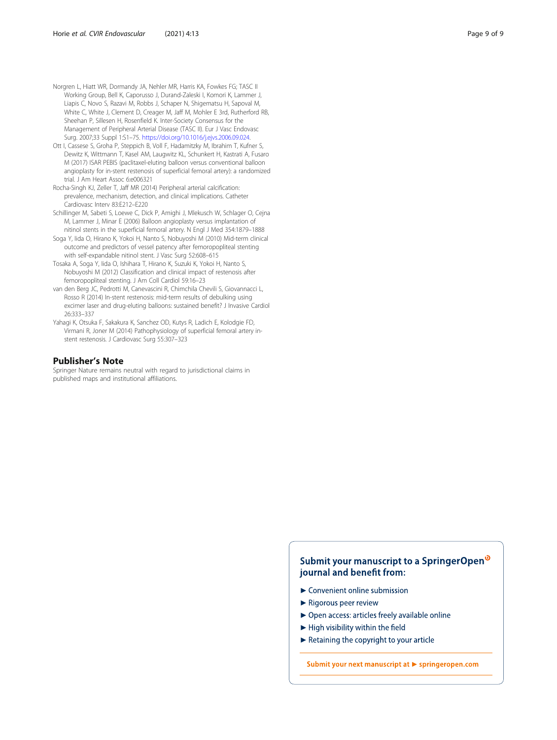Norgren L, Hiatt WR, Dormandy JA, Nehler MR, Harris KA, Fowkes FG; TASC II Working Group, Bell K, Caporusso J, Durand-Zaleski I, Komori K, Lammer J, Liapis C, Novo S, Razavi M, Robbs J, Schaper N, Shigematsu H, Sapoval M, White C, White J, Clement D, Creager M, Jaff M, Mohler E 3rd, Rutherford RB, Sheehan P, Sillesen H, Rosenfield K. Inter-Society Consensus for the Management of Peripheral Arterial Disease (TASC II). Eur J Vasc Endovasc Surg. 2007;33 Suppl 1:S1–75. https://doi.org/10.1016/j.ejvs.2006.09.024.

Ott I, Cassese S, Groha P, Steppich B, Voll F, Hadamitzky M, Ibrahim T, Kufner S, Dewitz K, Wittmann T, Kasel AM, Laugwitz KL, Schunkert H, Kastrati A, Fusaro M (2017) ISAR PEBIS (paclitaxel-eluting balloon versus conventional balloon angioplasty for in-stent restenosis of superficial femoral artery): a randomized trial. J Am Heart Assoc 6:e006321

Rocha-Singh KJ, Zeller T, Jaff MR (2014) Peripheral arterial calcification: prevalence, mechanism, detection, and clinical implications. Catheter Cardiovasc Interv 83:E212–E220

Schillinger M, Sabeti S, Loewe C, Dick P, Amighi J, Mlekusch W, Schlager O, Cejna M, Lammer J, Minar E (2006) Balloon angioplasty versus implantation of nitinol stents in the superficial femoral artery. N Engl J Med 354:1879–1888

Soga Y, Iida O, Hirano K, Yokoi H, Nanto S, Nobuyoshi M (2010) Mid-term clinical outcome and predictors of vessel patency after femoropopliteal stenting with self-expandable nitinol stent. J Vasc Surg 52:608–615

Tosaka A, Soga Y, Iida O, Ishihara T, Hirano K, Suzuki K, Yokoi H, Nanto S, Nobuyoshi M (2012) Classification and clinical impact of restenosis after femoropopliteal stenting. J Am Coll Cardiol 59:16–23

van den Berg JC, Pedrotti M, Canevascini R, Chimchila Chevili S, Giovannacci L, Rosso R (2014) In-stent restenosis: mid-term results of debulking using excimer laser and drug-eluting balloons: sustained benefit? J Invasive Cardiol 26:333–337

Yahagi K, Otsuka F, Sakakura K, Sanchez OD, Kutys R, Ladich E, Kolodgie FD, Virmani R, Joner M (2014) Pathophysiology of superficial femoral artery in-stent restenosis. J Cardiovasc Surg 55:307–323

## Publisher's Note

Springer Nature remains neutral with regard to jurisdictional claims in published maps and institutional affiliations.